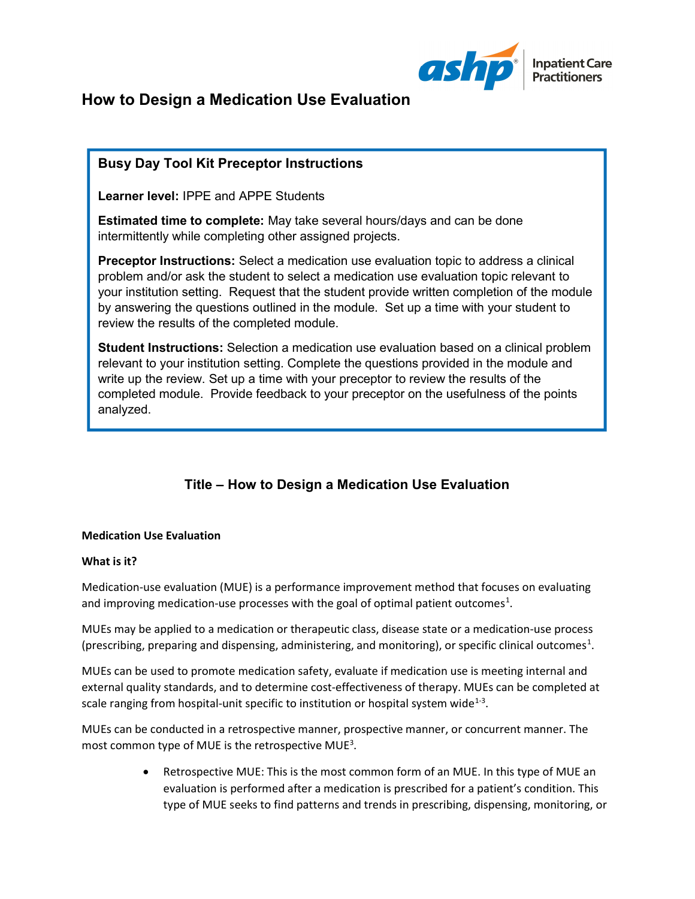# How to Design a Medication Use Evaluation

## Busy Day Tool Kit Preceptor Instructions

**Learner level:** IPPE and APPE Students

**Estimated time to complete:** May take several hours/days and can be done intermittently while completing other assigned projects.

**Preceptor Instructions:** Select a medication use evaluation topic to address a clinical problem and/or ask the student to select a medication use evaluation topic relevant to your institution setting. Request that the student provide written completion of the module by answering the questions outlined in the module. Set up a time with your student to review the results of the completed module.

**Student Instructions:** Selection a medication use evaluation based on a clinical problem relevant to your institution setting. Complete the questions provided in the module and write up the review. Set up a time with your preceptor to review the results of the completed module. Provide feedback to your preceptor on the usefulness of the points analyzed.

## Title – How to Design a Medication Use Evaluation

### Medication Use Evaluation

#### What is it?

Medication-use evaluation (MUE) is a performance improvement method that focuses on evaluating and improving medication-use processes with the goal of optimal patient outcomes[1].

MUEs may be applied to a medication or therapeutic class, disease state or a medication-use process (prescribing, preparing and dispensing, administering, and monitoring), or specific clinical outcomes[1].

MUEs can be used to promote medication safety, evaluate if medication use is meeting internal and external quality standards, and to determine cost-effectiveness of therapy. MUEs can be completed at scale ranging from hospital-unit specific to institution or hospital system wide[1-3].

MUEs can be conducted in a retrospective manner, prospective manner, or concurrent manner. The most common type of MUE is the retrospective MUE[3].

- Retrospective MUE: This is the most common form of an MUE. In this type of MUE an evaluation is performed after a medication is prescribed for a patient's condition. This type of MUE seeks to find patterns and trends in prescribing, dispensing, monitoring, or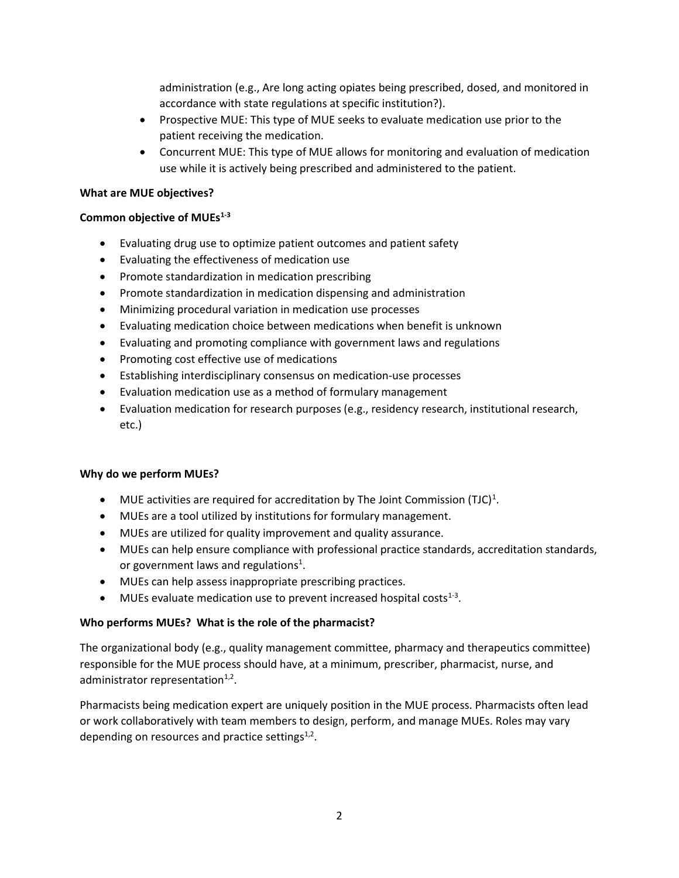administration (e.g., Are long acting opiates being prescribed, dosed, and monitored in accordance with state regulations at specific institution?).

- Prospective MUE: This type of MUE seeks to evaluate medication use prior to the patient receiving the medication.
- Concurrent MUE: This type of MUE allows for monitoring and evaluation of medication use while it is actively being prescribed and administered to the patient.

**What are MUE objectives?**

**Common objective of MUEs[1-3]**

- Evaluating drug use to optimize patient outcomes and patient safety
- Evaluating the effectiveness of medication use
- Promote standardization in medication prescribing
- Promote standardization in medication dispensing and administration
- Minimizing procedural variation in medication use processes
- Evaluating medication choice between medications when benefit is unknown
- Evaluating and promoting compliance with government laws and regulations
- Promoting cost effective use of medications
- Establishing interdisciplinary consensus on medication-use processes
- Evaluation medication use as a method of formulary management
- Evaluation medication for research purposes (e.g., residency research, institutional research, etc.)

**Why do we perform MUEs?**

- MUE activities are required for accreditation by The Joint Commission (TJC)[1].
- MUEs are a tool utilized by institutions for formulary management.
- MUEs are utilized for quality improvement and quality assurance.
- MUEs can help ensure compliance with professional practice standards, accreditation standards, or government laws and regulations[1].
- MUEs can help assess inappropriate prescribing practices.
- MUEs evaluate medication use to prevent increased hospital costs[1-3].

**Who performs MUEs? What is the role of the pharmacist?**

The organizational body (e.g., quality management committee, pharmacy and therapeutics committee) responsible for the MUE process should have, at a minimum, prescriber, pharmacist, nurse, and administrator representation[1,2].

Pharmacists being medication expert are uniquely position in the MUE process. Pharmacists often lead or work collaboratively with team members to design, perform, and manage MUEs. Roles may vary depending on resources and practice settings[1,2].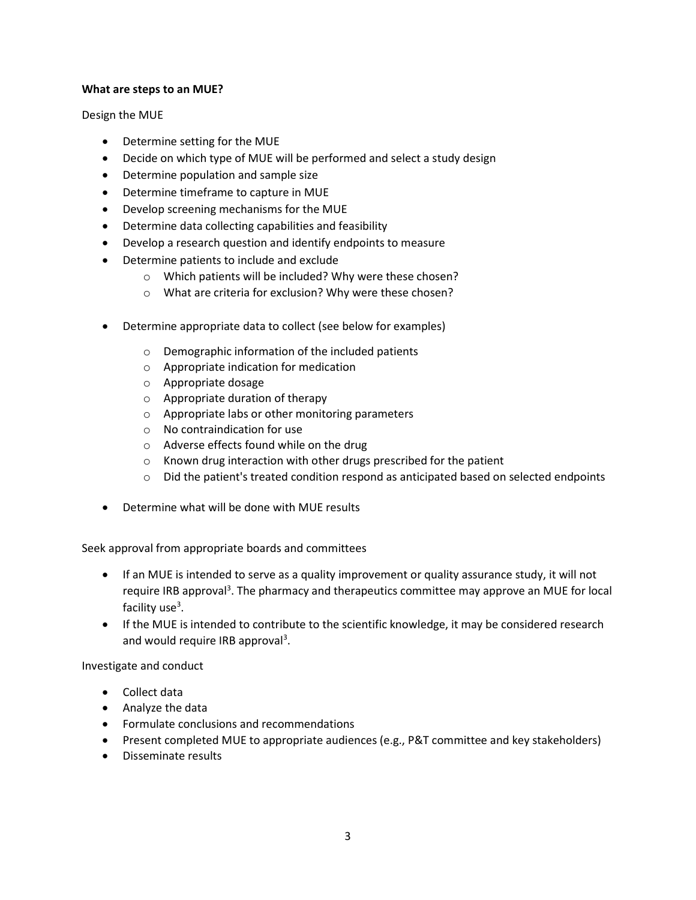**What are steps to an MUE?**

Design the MUE

- Determine setting for the MUE
- Decide on which type of MUE will be performed and select a study design
- Determine population and sample size
- Determine timeframe to capture in MUE
- Develop screening mechanisms for the MUE
- Determine data collecting capabilities and feasibility
- Develop a research question and identify endpoints to measure
- Determine patients to include and exclude
    - Which patients will be included? Why were these chosen?
    - What are criteria for exclusion? Why were these chosen?
- Determine appropriate data to collect (see below for examples)
    - Demographic information of the included patients
    - Appropriate indication for medication
    - Appropriate dosage
    - Appropriate duration of therapy
    - Appropriate labs or other monitoring parameters
    - No contraindication for use
    - Adverse effects found while on the drug
    - Known drug interaction with other drugs prescribed for the patient
    - Did the patient's treated condition respond as anticipated based on selected endpoints
- Determine what will be done with MUE results

Seek approval from appropriate boards and committees

- If an MUE is intended to serve as a quality improvement or quality assurance study, it will not require IRB approval[3]. The pharmacy and therapeutics committee may approve an MUE for local facility use[3].
- If the MUE is intended to contribute to the scientific knowledge, it may be considered research and would require IRB approval[3].

Investigate and conduct

- Collect data
- Analyze the data
- Formulate conclusions and recommendations
- Present completed MUE to appropriate audiences (e.g., P&T committee and key stakeholders)
- Disseminate results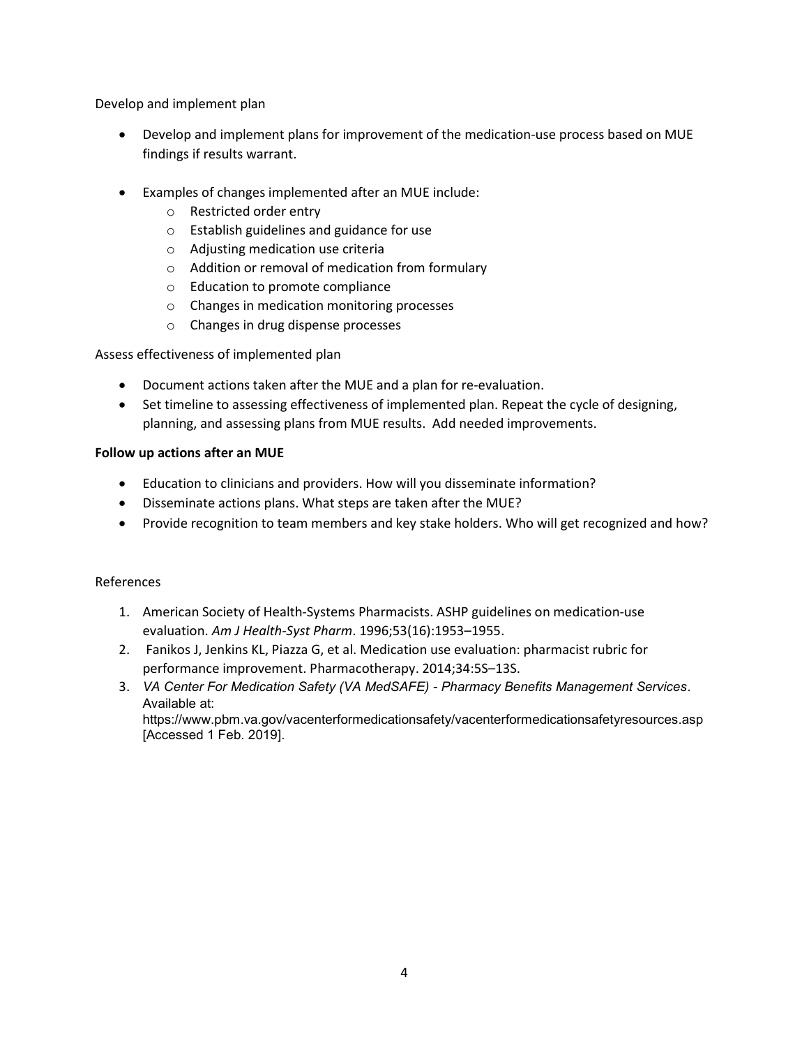Develop and implement plan

- Develop and implement plans for improvement of the medication-use process based on MUE findings if results warrant.

- Examples of changes implemented after an MUE include:
  - Restricted order entry
  - Establish guidelines and guidance for use
  - Adjusting medication use criteria
  - Addition or removal of medication from formulary
  - Education to promote compliance
  - Changes in medication monitoring processes
  - Changes in drug dispense processes

Assess effectiveness of implemented plan

- Document actions taken after the MUE and a plan for re-evaluation.
- Set timeline to assessing effectiveness of implemented plan. Repeat the cycle of designing, planning, and assessing plans from MUE results. Add needed improvements.

**Follow up actions after an MUE**

- Education to clinicians and providers. How will you disseminate information?
- Disseminate actions plans. What steps are taken after the MUE?
- Provide recognition to team members and key stake holders. Who will get recognized and how?

References

1. American Society of Health-Systems Pharmacists. ASHP guidelines on medication-use evaluation. *Am J Health-Syst Pharm*. 1996;53(16):1953–1955.
2. Fanikos J, Jenkins KL, Piazza G, et al. Medication use evaluation: pharmacist rubric for performance improvement. Pharmacotherapy. 2014;34:5S–13S.
3. *VA Center For Medication Safety (VA MedSAFE) - Pharmacy Benefits Management Services*. Available at: https://www.pbm.va.gov/vacenterformedicationsafety/vacenterformedicationsafetyresources.asp [Accessed 1 Feb. 2019].